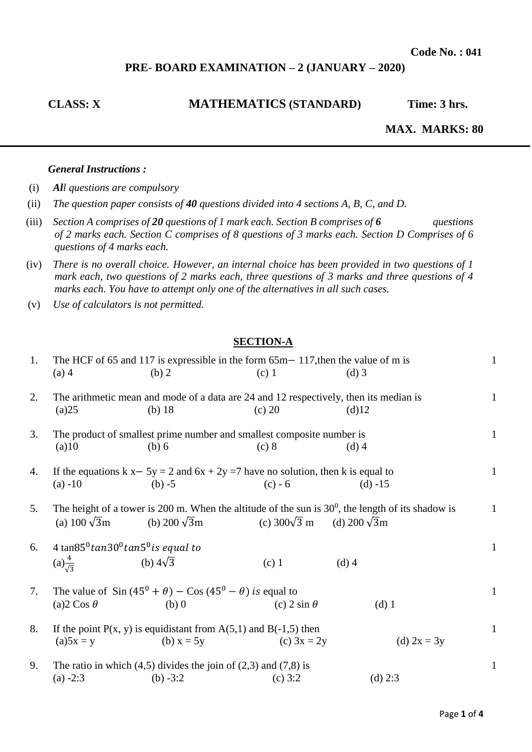**Code No. : 041**

## PRE- BOARD EXAMINATION – 2 (JANUARY – 2020)

**CLASS: X** **MATHEMATICS (STANDARD)** **Time: 3 hrs.**

**MAX. MARKS: 80**

---

***General Instructions :***

(i) ***All** questions are compulsory*

(ii) *The question paper consists of **40** questions divided into 4 sections A, B, C, and D.*

(iii) *Section A comprises of **20** questions of 1 mark each. Section B comprises of **6** questions of 2 marks each. Section C comprises of 8 questions of 3 marks each. Section D Comprises of 6 questions of 4 marks each.*

(iv) *There is no overall choice. However, an internal choice has been provided in two questions of 1 mark each, two questions of 2 marks each, three questions of 3 marks and three questions of 4 marks each. You have to attempt only one of the alternatives in all such cases.*

(v) *Use of calculators is not permitted.*

### SECTION-A

1. The HCF of 65 and 117 is expressible in the form 65m − 117, then the value of m is — 1
   (a) 4 (b) 2 (c) 1 (d) 3

2. The arithmetic mean and mode of a data are 24 and 12 respectively, then its median is — 1
   (a) 25 (b) 18 (c) 20 (d) 12

3. The product of smallest prime number and smallest composite number is — 1
   (a) 10 (b) 6 (c) 8 (d) 4

4. If the equations $kx - 5y = 2$ and $6x + 2y = 7$ have no solution, then k is equal to — 1
   (a) -10 (b) -5 (c) - 6 (d) -15

5. The height of a tower is 200 m. When the altitude of the sun is $30^0$, the length of its shadow is — 1
   (a) $100\sqrt{3}$m (b) $200\sqrt{3}$m (c) $300\sqrt{3}$ m (d) $200\sqrt{3}$m

6. $4\tan 85^0 \tan 30^0 \tan 5^0$ *is equal to* — 1
   (a) $\frac{4}{\sqrt{3}}$ (b) $4\sqrt{3}$ (c) 1 (d) 4

7. The value of $\sin(45^0 + \theta) - \cos(45^0 - \theta)$ *is* equal to — 1
   (a) $2\cos\theta$ (b) 0 (c) $2\sin\theta$ (d) 1

8. If the point P(x, y) is equidistant from A(5,1) and B(-1,5) then — 1
   (a) $5x = y$ (b) $x = 5y$ (c) $3x = 2y$ (d) $2x = 3y$

9. The ratio in which (4,5) divides the join of (2,3) and (7,8) is — 1
   (a) -2:3 (b) -3:2 (c) 3:2 (d) 2:3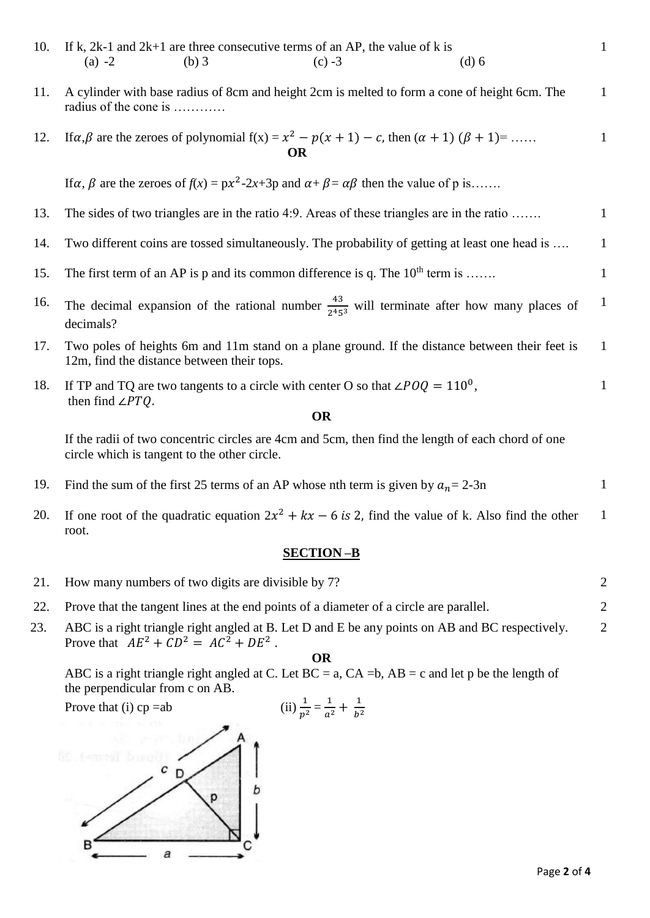10. If k, 2k-1 and 2k+1 are three consecutive terms of an AP, the value of k is — 1

    (a) -2 (b) 3 (c) -3 (d) 6

11. A cylinder with base radius of 8cm and height 2cm is melted to form a cone of height 6cm. The radius of the cone is ………… — 1

12. If $\alpha, \beta$ are the zeroes of polynomial f(x) = $x^2 - p(x+1) - c$, then $(\alpha + 1)(\beta + 1)$= …… — 1

    **OR**

    If $\alpha$, $\beta$ are the zeroes of $f(x)$ = p$x^2$-2$x$+3p and $\alpha + \beta = \alpha\beta$ then the value of p is…….

13. The sides of two triangles are in the ratio 4:9. Areas of these triangles are in the ratio ……. — 1

14. Two different coins are tossed simultaneously. The probability of getting at least one head is …. — 1

15. The first term of an AP is p and its common difference is q. The 10th term is ……. — 1

16. The decimal expansion of the rational number $\frac{43}{2^4 5^3}$ will terminate after how many places of decimals? — 1

17. Two poles of heights 6m and 11m stand on a plane ground. If the distance between their feet is 12m, find the distance between their tops. — 1

18. If TP and TQ are two tangents to a circle with center O so that $\angle POQ = 110^0$, then find $\angle PTQ$. — 1

    **OR**

    If the radii of two concentric circles are 4cm and 5cm, then find the length of each chord of one circle which is tangent to the other circle.

19. Find the sum of the first 25 terms of an AP whose nth term is given by $a_n$= 2-3n — 1

20. If one root of the quadratic equation $2x^2 + kx - 6$ *is* 2, find the value of k. Also find the other root. — 1

## SECTION –B

21. How many numbers of two digits are divisible by 7? — 2

22. Prove that the tangent lines at the end points of a diameter of a circle are parallel. — 2

23. ABC is a right triangle right angled at B. Let D and E be any points on AB and BC respectively. Prove that $AE^2 + CD^2 = AC^2 + DE^2$ . — 2

    **OR**

    ABC is a right triangle right angled at C. Let BC = a, CA =b, AB = c and let p be the length of the perpendicular from c on AB.

    Prove that (i) cp =ab (ii) $\frac{1}{p^2} = \frac{1}{a^2} + \frac{1}{b^2}$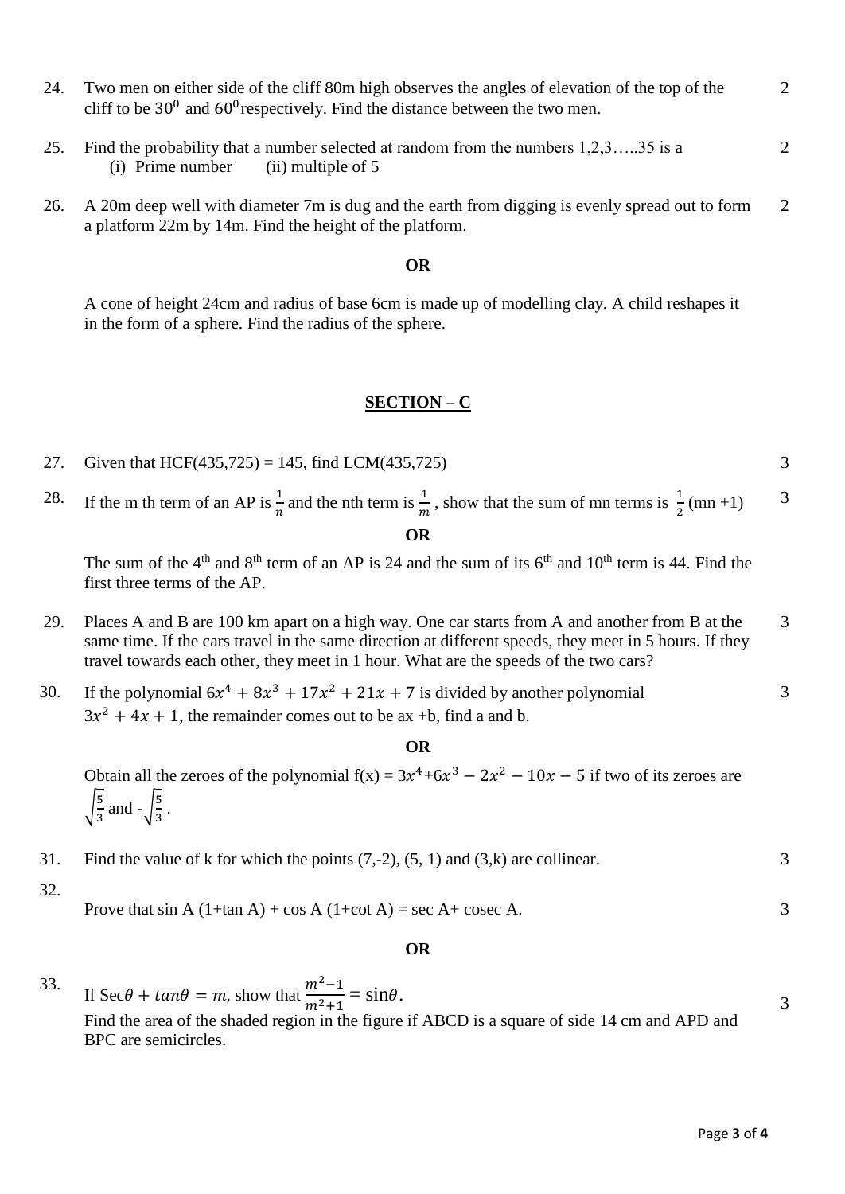24. Two men on either side of the cliff 80m high observes the angles of elevation of the top of the cliff to be $30^0$ and $60^0$ respectively. Find the distance between the two men. 2

25. Find the probability that a number selected at random from the numbers 1,2,3…..35 is a 2
    (i) Prime number (ii) multiple of 5

26. A 20m deep well with diameter 7m is dug and the earth from digging is evenly spread out to form a platform 22m by 14m. Find the height of the platform. 2

**OR**

A cone of height 24cm and radius of base 6cm is made up of modelling clay. A child reshapes it in the form of a sphere. Find the radius of the sphere.

## SECTION – C

27. Given that HCF(435,725) = 145, find LCM(435,725) 3

28. If the m th term of an AP is $\frac{1}{n}$ and the nth term is $\frac{1}{m}$ , show that the sum of mn terms is $\frac{1}{2}$(mn +1) 3

**OR**

The sum of the 4th and 8th term of an AP is 24 and the sum of its 6th and 10th term is 44. Find the first three terms of the AP.

29. Places A and B are 100 km apart on a high way. One car starts from A and another from B at the same time. If the cars travel in the same direction at different speeds, they meet in 5 hours. If they travel towards each other, they meet in 1 hour. What are the speeds of the two cars? 3

30. If the polynomial $6x^4 + 8x^3 + 17x^2 + 21x + 7$ is divided by another polynomial $3x^2 + 4x + 1$, the remainder comes out to be ax +b, find a and b. 3

**OR**

Obtain all the zeroes of the polynomial f(x) = $3x^4$+$6x^3 - 2x^2 - 10x - 5$ if two of its zeroes are $\sqrt{\frac{5}{3}}$ and -$\sqrt{\frac{5}{3}}$.

31. Find the value of k for which the points (7,-2), (5, 1) and (3,k) are collinear. 3

32. Prove that sin A (1+tan A) + cos A (1+cot A) = sec A+ cosec A. 3

**OR**

If $\text{Sec}\theta + tan\theta = m$, show that $\frac{m^2-1}{m^2+1} = \sin\theta$.

33. Find the area of the shaded region in the figure if ABCD is a square of side 14 cm and APD and BPC are semicircles. 3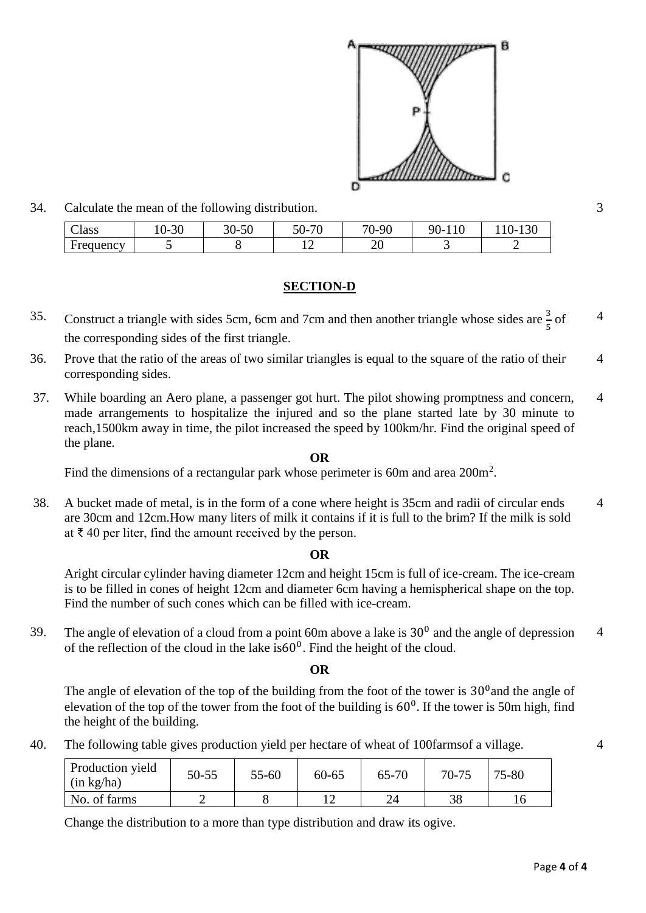A B

P

D C

34. Calculate the mean of the following distribution. 3

| Class | 10-30 | 30-50 | 50-70 | 70-90 | 90-110 | 110-130 |
|---|---|---|---|---|---|---|
| Frequency | 5 | 8 | 12 | 20 | 3 | 2 |

## SECTION-D

35. Construct a triangle with sides 5cm, 6cm and 7cm and then another triangle whose sides are $\frac{3}{5}$ of the corresponding sides of the first triangle. 4

36. Prove that the ratio of the areas of two similar triangles is equal to the square of the ratio of their corresponding sides. 4

37. While boarding an Aero plane, a passenger got hurt. The pilot showing promptness and concern, made arrangements to hospitalize the injured and so the plane started late by 30 minute to reach,1500km away in time, the pilot increased the speed by 100km/hr. Find the original speed of the plane. 4

**OR**

Find the dimensions of a rectangular park whose perimeter is 60m and area 200m$^2$.

38. A bucket made of metal, is in the form of a cone where height is 35cm and radii of circular ends are 30cm and 12cm.How many liters of milk it contains if it is full to the brim? If the milk is sold at ₹ 40 per liter, find the amount received by the person. 4

**OR**

Aright circular cylinder having diameter 12cm and height 15cm is full of ice-cream. The ice-cream is to be filled in cones of height 12cm and diameter 6cm having a hemispherical shape on the top. Find the number of such cones which can be filled with ice-cream.

39. The angle of elevation of a cloud from a point 60m above a lake is $30^0$ and the angle of depression of the reflection of the cloud in the lake is$60^0$. Find the height of the cloud. 4

**OR**

The angle of elevation of the top of the building from the foot of the tower is $30^0$and the angle of elevation of the top of the tower from the foot of the building is $60^0$. If the tower is 50m high, find the height of the building.

40. The following table gives production yield per hectare of wheat of 100farmsof a village. 4

| Production yield (in kg/ha) | 50-55 | 55-60 | 60-65 | 65-70 | 70-75 | 75-80 |
|---|---|---|---|---|---|---|
| No. of farms | 2 | 8 | 12 | 24 | 38 | 16 |

Change the distribution to a more than type distribution and draw its ogive.